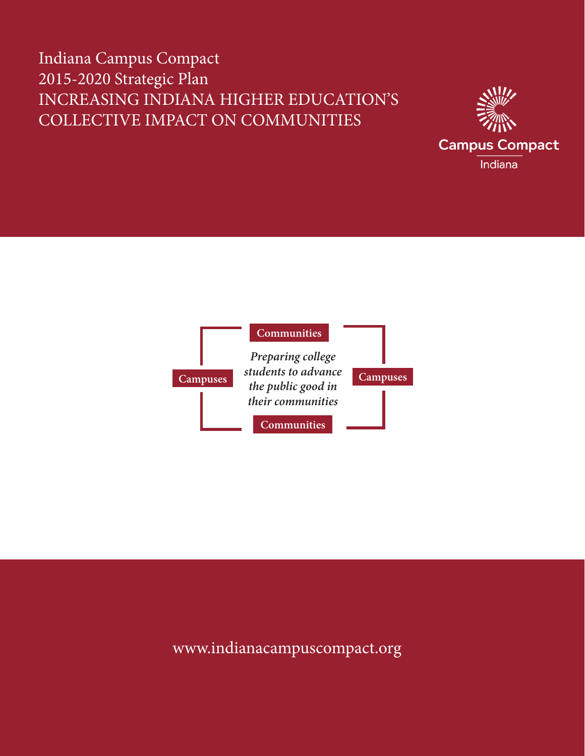# Indiana Campus Compact
# 2015-2020 Strategic Plan
# INCREASING INDIANA HIGHER EDUCATION'S COLLECTIVE IMPACT ON COMMUNITIES

Campus Compact
Indiana

**Communities**

**Campuses**

***Preparing college students to advance the public good in their communities***

**Campuses**

**Communities**

www.indianacampuscompact.org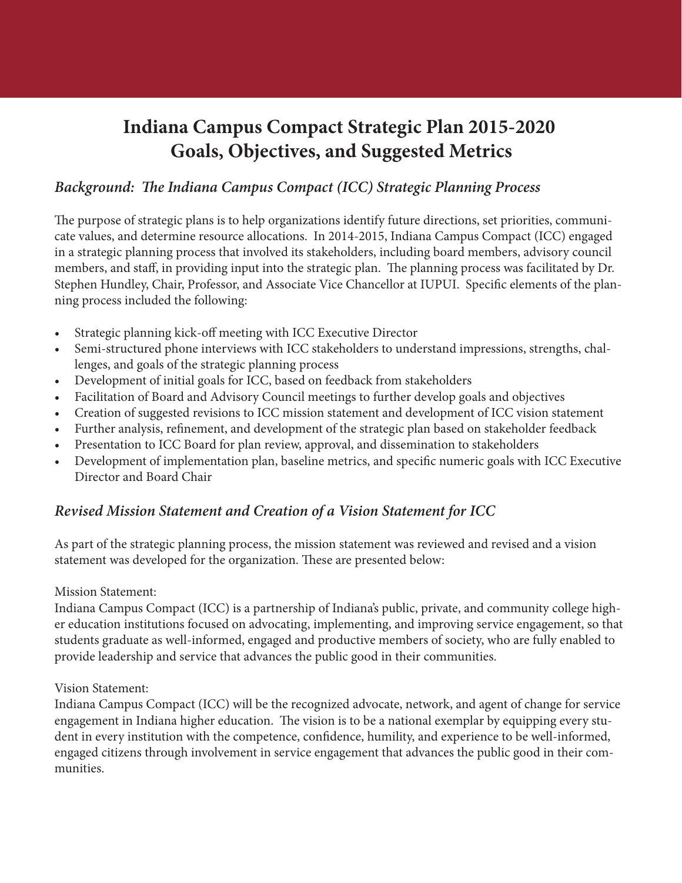# Indiana Campus Compact Strategic Plan 2015-2020 Goals, Objectives, and Suggested Metrics

## *Background: The Indiana Campus Compact (ICC) Strategic Planning Process*

The purpose of strategic plans is to help organizations identify future directions, set priorities, communicate values, and determine resource allocations. In 2014-2015, Indiana Campus Compact (ICC) engaged in a strategic planning process that involved its stakeholders, including board members, advisory council members, and staff, in providing input into the strategic plan. The planning process was facilitated by Dr. Stephen Hundley, Chair, Professor, and Associate Vice Chancellor at IUPUI. Specific elements of the planning process included the following:

- Strategic planning kick-off meeting with ICC Executive Director
- Semi-structured phone interviews with ICC stakeholders to understand impressions, strengths, challenges, and goals of the strategic planning process
- Development of initial goals for ICC, based on feedback from stakeholders
- Facilitation of Board and Advisory Council meetings to further develop goals and objectives
- Creation of suggested revisions to ICC mission statement and development of ICC vision statement
- Further analysis, refinement, and development of the strategic plan based on stakeholder feedback
- Presentation to ICC Board for plan review, approval, and dissemination to stakeholders
- Development of implementation plan, baseline metrics, and specific numeric goals with ICC Executive Director and Board Chair

## *Revised Mission Statement and Creation of a Vision Statement for ICC*

As part of the strategic planning process, the mission statement was reviewed and revised and a vision statement was developed for the organization. These are presented below:

Mission Statement:
Indiana Campus Compact (ICC) is a partnership of Indiana's public, private, and community college higher education institutions focused on advocating, implementing, and improving service engagement, so that students graduate as well-informed, engaged and productive members of society, who are fully enabled to provide leadership and service that advances the public good in their communities.

Vision Statement:
Indiana Campus Compact (ICC) will be the recognized advocate, network, and agent of change for service engagement in Indiana higher education. The vision is to be a national exemplar by equipping every student in every institution with the competence, confidence, humility, and experience to be well-informed, engaged citizens through involvement in service engagement that advances the public good in their communities.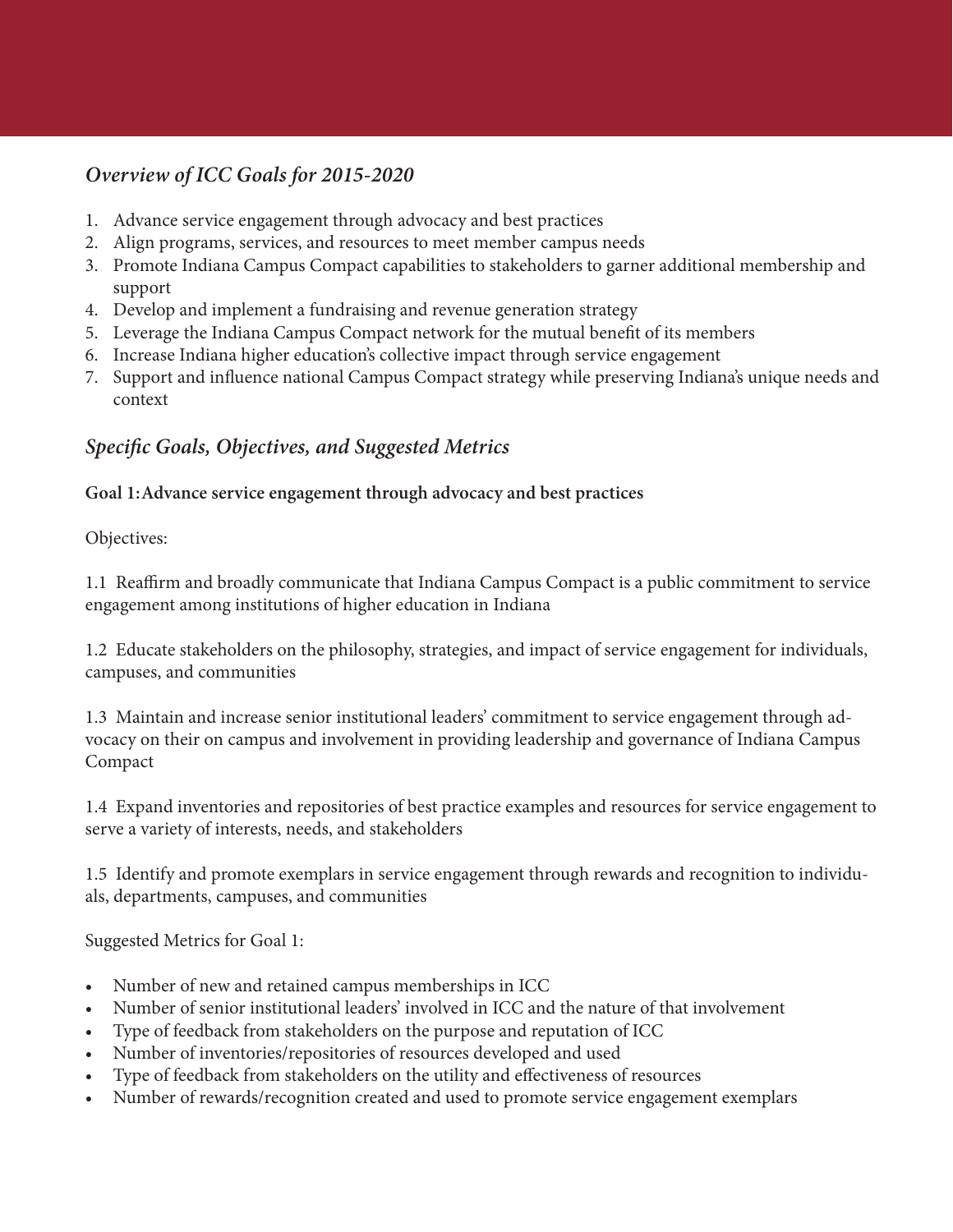## *Overview of ICC Goals for 2015-2020*

1. Advance service engagement through advocacy and best practices
2. Align programs, services, and resources to meet member campus needs
3. Promote Indiana Campus Compact capabilities to stakeholders to garner additional membership and support
4. Develop and implement a fundraising and revenue generation strategy
5. Leverage the Indiana Campus Compact network for the mutual benefit of its members
6. Increase Indiana higher education's collective impact through service engagement
7. Support and influence national Campus Compact strategy while preserving Indiana's unique needs and context

## *Specific Goals, Objectives, and Suggested Metrics*

**Goal 1: Advance service engagement through advocacy and best practices**

Objectives:

1.1 Reaffirm and broadly communicate that Indiana Campus Compact is a public commitment to service engagement among institutions of higher education in Indiana

1.2 Educate stakeholders on the philosophy, strategies, and impact of service engagement for individuals, campuses, and communities

1.3 Maintain and increase senior institutional leaders' commitment to service engagement through advocacy on their on campus and involvement in providing leadership and governance of Indiana Campus Compact

1.4 Expand inventories and repositories of best practice examples and resources for service engagement to serve a variety of interests, needs, and stakeholders

1.5 Identify and promote exemplars in service engagement through rewards and recognition to individuals, departments, campuses, and communities

Suggested Metrics for Goal 1:

- Number of new and retained campus memberships in ICC
- Number of senior institutional leaders' involved in ICC and the nature of that involvement
- Type of feedback from stakeholders on the purpose and reputation of ICC
- Number of inventories/repositories of resources developed and used
- Type of feedback from stakeholders on the utility and effectiveness of resources
- Number of rewards/recognition created and used to promote service engagement exemplars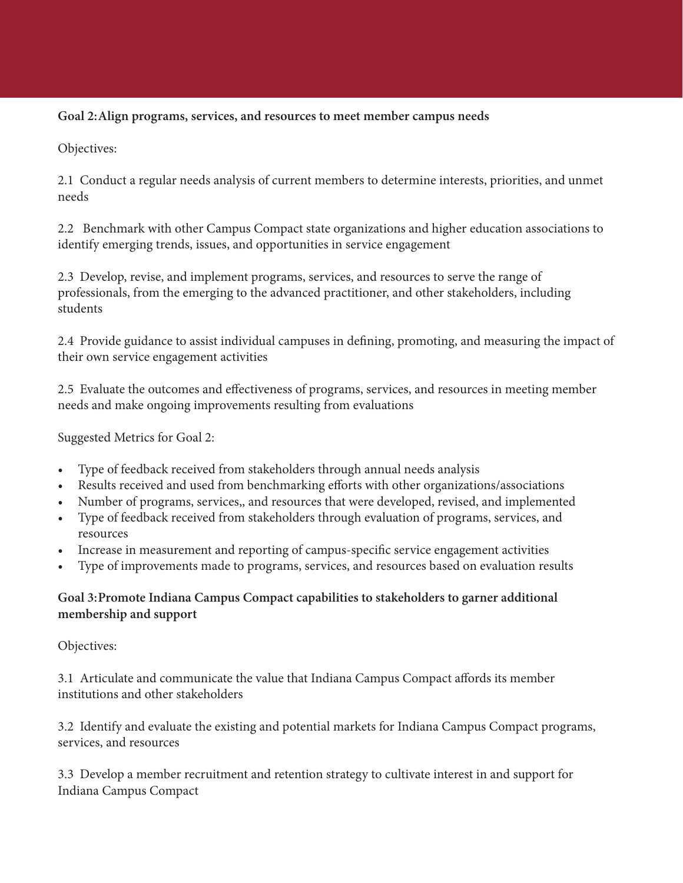**Goal 2: Align programs, services, and resources to meet member campus needs**

Objectives:

2.1 Conduct a regular needs analysis of current members to determine interests, priorities, and unmet needs

2.2 Benchmark with other Campus Compact state organizations and higher education associations to identify emerging trends, issues, and opportunities in service engagement

2.3 Develop, revise, and implement programs, services, and resources to serve the range of professionals, from the emerging to the advanced practitioner, and other stakeholders, including students

2.4 Provide guidance to assist individual campuses in defining, promoting, and measuring the impact of their own service engagement activities

2.5 Evaluate the outcomes and effectiveness of programs, services, and resources in meeting member needs and make ongoing improvements resulting from evaluations

Suggested Metrics for Goal 2:

- Type of feedback received from stakeholders through annual needs analysis
- Results received and used from benchmarking efforts with other organizations/associations
- Number of programs, services,, and resources that were developed, revised, and implemented
- Type of feedback received from stakeholders through evaluation of programs, services, and resources
- Increase in measurement and reporting of campus-specific service engagement activities
- Type of improvements made to programs, services, and resources based on evaluation results

**Goal 3: Promote Indiana Campus Compact capabilities to stakeholders to garner additional membership and support**

Objectives:

3.1 Articulate and communicate the value that Indiana Campus Compact affords its member institutions and other stakeholders

3.2 Identify and evaluate the existing and potential markets for Indiana Campus Compact programs, services, and resources

3.3 Develop a member recruitment and retention strategy to cultivate interest in and support for Indiana Campus Compact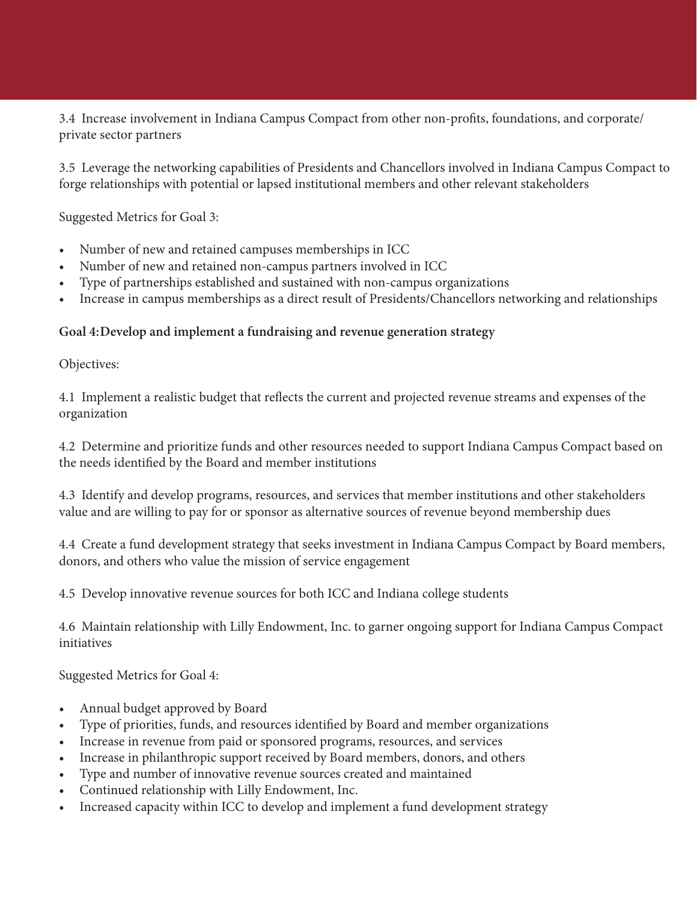3.4 Increase involvement in Indiana Campus Compact from other non-profits, foundations, and corporate/private sector partners

3.5 Leverage the networking capabilities of Presidents and Chancellors involved in Indiana Campus Compact to forge relationships with potential or lapsed institutional members and other relevant stakeholders

Suggested Metrics for Goal 3:

- Number of new and retained campuses memberships in ICC
- Number of new and retained non-campus partners involved in ICC
- Type of partnerships established and sustained with non-campus organizations
- Increase in campus memberships as a direct result of Presidents/Chancellors networking and relationships

**Goal 4: Develop and implement a fundraising and revenue generation strategy**

Objectives:

4.1 Implement a realistic budget that reflects the current and projected revenue streams and expenses of the organization

4.2 Determine and prioritize funds and other resources needed to support Indiana Campus Compact based on the needs identified by the Board and member institutions

4.3 Identify and develop programs, resources, and services that member institutions and other stakeholders value and are willing to pay for or sponsor as alternative sources of revenue beyond membership dues

4.4 Create a fund development strategy that seeks investment in Indiana Campus Compact by Board members, donors, and others who value the mission of service engagement

4.5 Develop innovative revenue sources for both ICC and Indiana college students

4.6 Maintain relationship with Lilly Endowment, Inc. to garner ongoing support for Indiana Campus Compact initiatives

Suggested Metrics for Goal 4:

- Annual budget approved by Board
- Type of priorities, funds, and resources identified by Board and member organizations
- Increase in revenue from paid or sponsored programs, resources, and services
- Increase in philanthropic support received by Board members, donors, and others
- Type and number of innovative revenue sources created and maintained
- Continued relationship with Lilly Endowment, Inc.
- Increased capacity within ICC to develop and implement a fund development strategy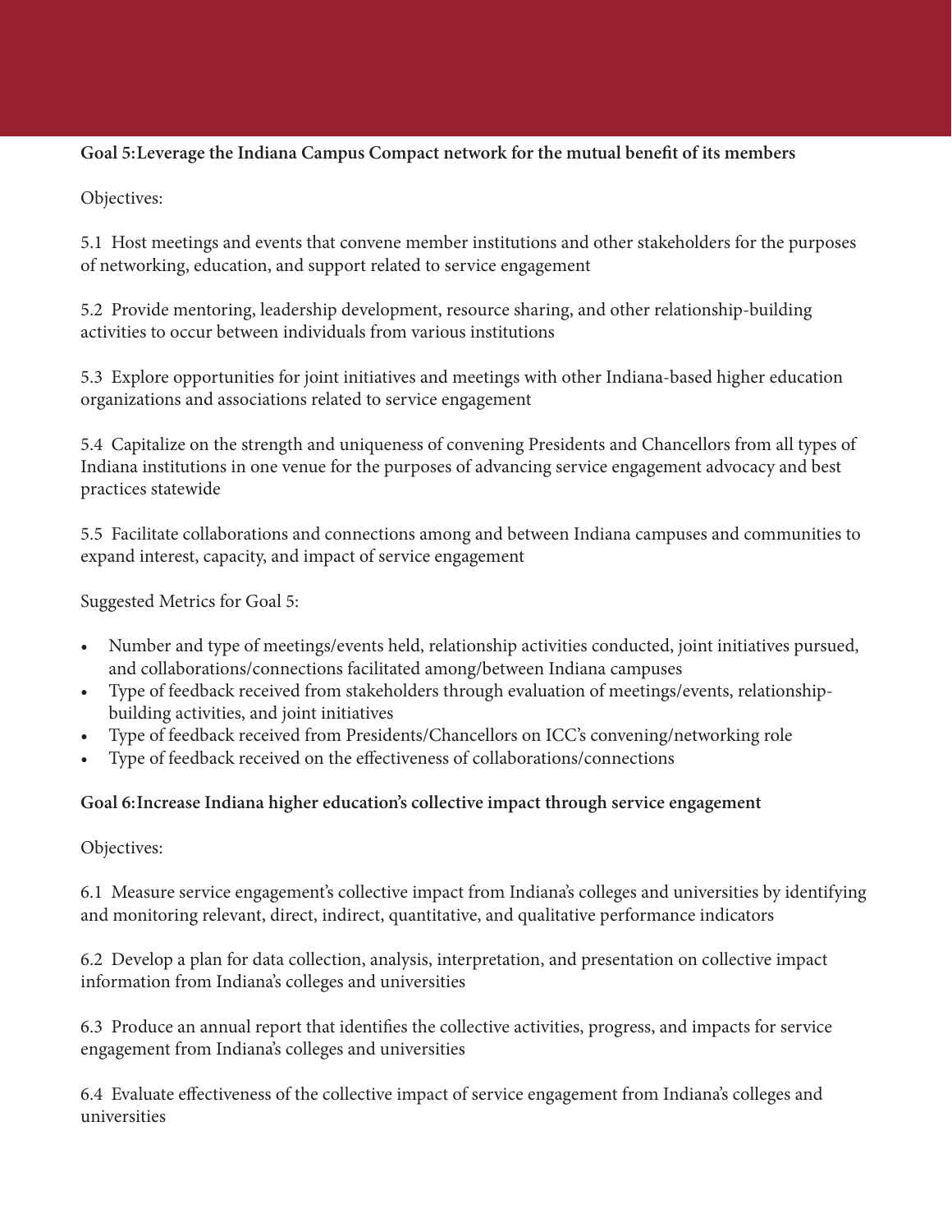**Goal 5: Leverage the Indiana Campus Compact network for the mutual benefit of its members**

Objectives:

5.1 Host meetings and events that convene member institutions and other stakeholders for the purposes of networking, education, and support related to service engagement

5.2 Provide mentoring, leadership development, resource sharing, and other relationship-building activities to occur between individuals from various institutions

5.3 Explore opportunities for joint initiatives and meetings with other Indiana-based higher education organizations and associations related to service engagement

5.4 Capitalize on the strength and uniqueness of convening Presidents and Chancellors from all types of Indiana institutions in one venue for the purposes of advancing service engagement advocacy and best practices statewide

5.5 Facilitate collaborations and connections among and between Indiana campuses and communities to expand interest, capacity, and impact of service engagement

Suggested Metrics for Goal 5:

- Number and type of meetings/events held, relationship activities conducted, joint initiatives pursued, and collaborations/connections facilitated among/between Indiana campuses
- Type of feedback received from stakeholders through evaluation of meetings/events, relationship-building activities, and joint initiatives
- Type of feedback received from Presidents/Chancellors on ICC's convening/networking role
- Type of feedback received on the effectiveness of collaborations/connections

**Goal 6: Increase Indiana higher education's collective impact through service engagement**

Objectives:

6.1 Measure service engagement's collective impact from Indiana's colleges and universities by identifying and monitoring relevant, direct, indirect, quantitative, and qualitative performance indicators

6.2 Develop a plan for data collection, analysis, interpretation, and presentation on collective impact information from Indiana's colleges and universities

6.3 Produce an annual report that identifies the collective activities, progress, and impacts for service engagement from Indiana's colleges and universities

6.4 Evaluate effectiveness of the collective impact of service engagement from Indiana's colleges and universities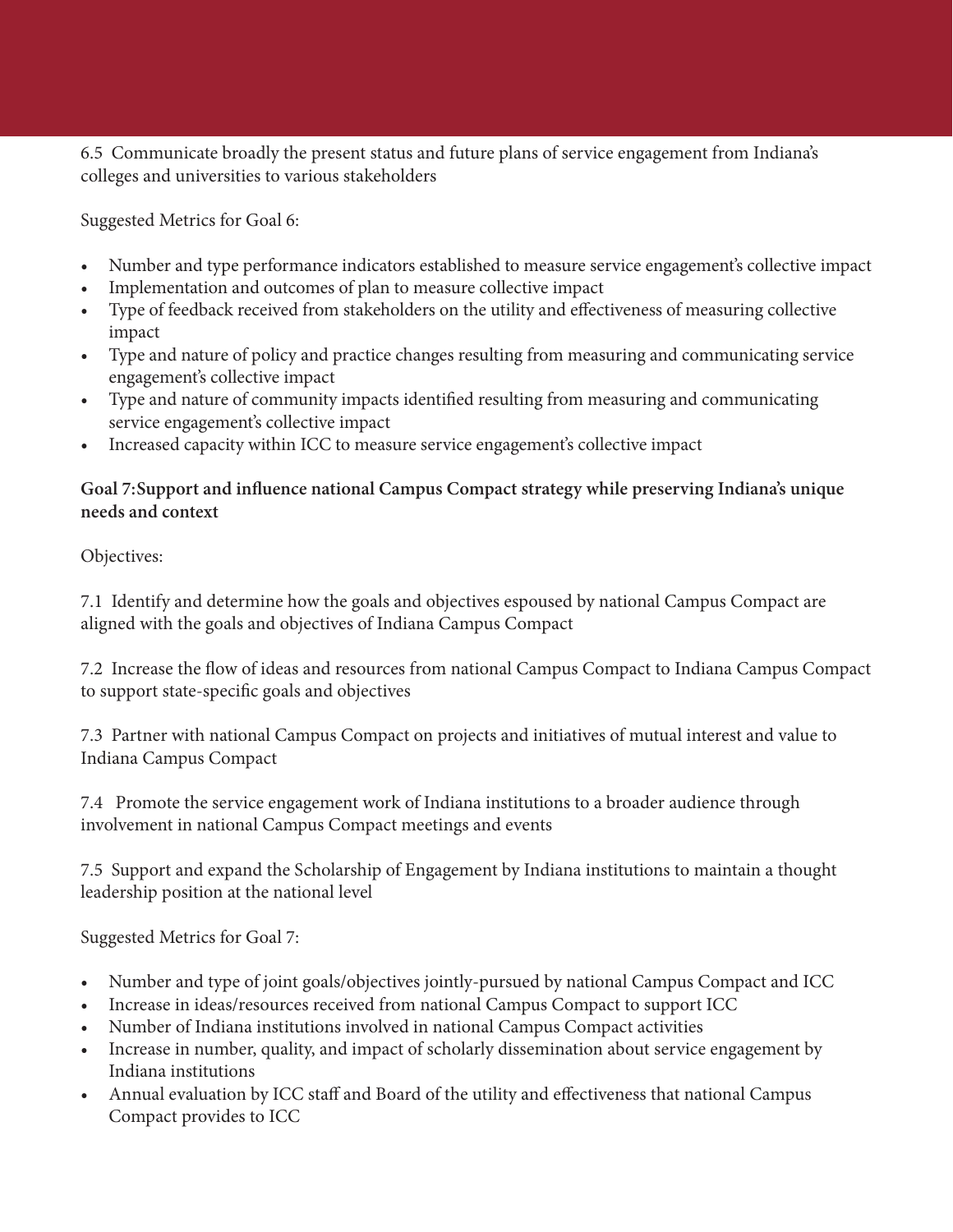6.5 Communicate broadly the present status and future plans of service engagement from Indiana's colleges and universities to various stakeholders

Suggested Metrics for Goal 6:

- Number and type performance indicators established to measure service engagement's collective impact
- Implementation and outcomes of plan to measure collective impact
- Type of feedback received from stakeholders on the utility and effectiveness of measuring collective impact
- Type and nature of policy and practice changes resulting from measuring and communicating service engagement's collective impact
- Type and nature of community impacts identified resulting from measuring and communicating service engagement's collective impact
- Increased capacity within ICC to measure service engagement's collective impact

**Goal 7:Support and influence national Campus Compact strategy while preserving Indiana's unique needs and context**

Objectives:

7.1 Identify and determine how the goals and objectives espoused by national Campus Compact are aligned with the goals and objectives of Indiana Campus Compact

7.2 Increase the flow of ideas and resources from national Campus Compact to Indiana Campus Compact to support state-specific goals and objectives

7.3 Partner with national Campus Compact on projects and initiatives of mutual interest and value to Indiana Campus Compact

7.4 Promote the service engagement work of Indiana institutions to a broader audience through involvement in national Campus Compact meetings and events

7.5 Support and expand the Scholarship of Engagement by Indiana institutions to maintain a thought leadership position at the national level

Suggested Metrics for Goal 7:

- Number and type of joint goals/objectives jointly-pursued by national Campus Compact and ICC
- Increase in ideas/resources received from national Campus Compact to support ICC
- Number of Indiana institutions involved in national Campus Compact activities
- Increase in number, quality, and impact of scholarly dissemination about service engagement by Indiana institutions
- Annual evaluation by ICC staff and Board of the utility and effectiveness that national Campus Compact provides to ICC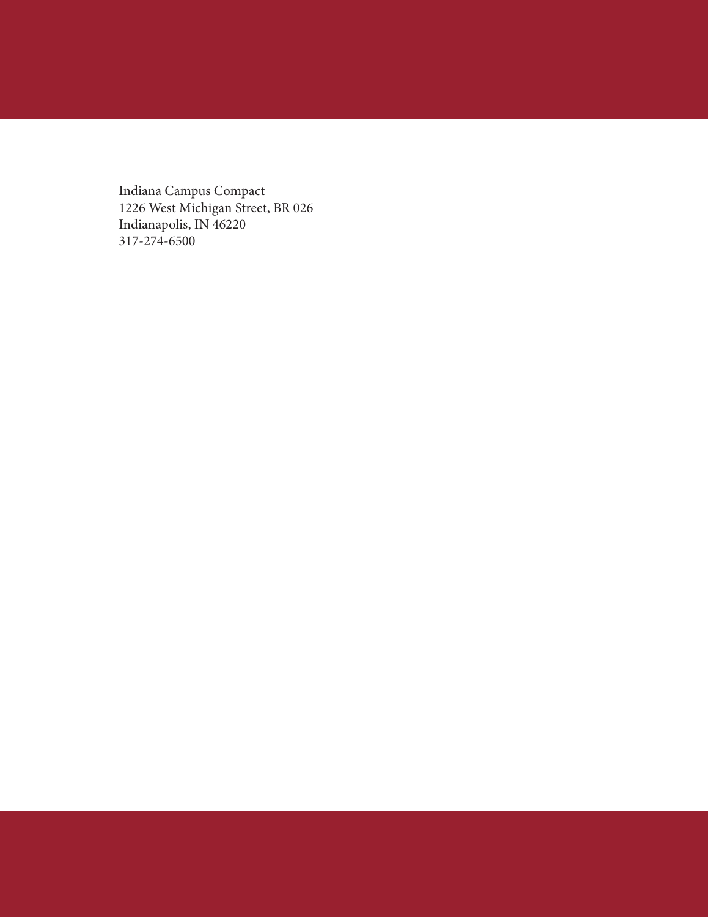Indiana Campus Compact
1226 West Michigan Street, BR 026
Indianapolis, IN 46220
317-274-6500